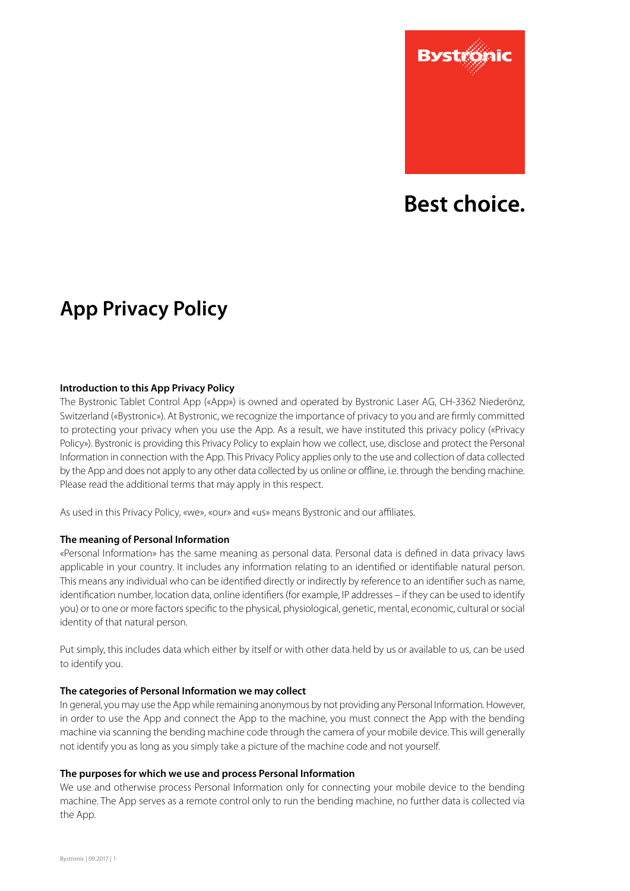Bystronic

Best choice.

# App Privacy Policy

**Introduction to this App Privacy Policy**

The Bystronic Tablet Control App («App») is owned and operated by Bystronic Laser AG, CH-3362 Niederönz, Switzerland («Bystronic»). At Bystronic, we recognize the importance of privacy to you and are firmly committed to protecting your privacy when you use the App. As a result, we have instituted this privacy policy («Privacy Policy»). Bystronic is providing this Privacy Policy to explain how we collect, use, disclose and protect the Personal Information in connection with the App. This Privacy Policy applies only to the use and collection of data collected by the App and does not apply to any other data collected by us online or offline, i.e. through the bending machine. Please read the additional terms that may apply in this respect.

As used in this Privacy Policy, «we», «our» and «us» means Bystronic and our affiliates.

**The meaning of Personal Information**

«Personal Information» has the same meaning as personal data. Personal data is defined in data privacy laws applicable in your country. It includes any information relating to an identified or identifiable natural person. This means any individual who can be identified directly or indirectly by reference to an identifier such as name, identification number, location data, online identifiers (for example, IP addresses – if they can be used to identify you) or to one or more factors specific to the physical, physiological, genetic, mental, economic, cultural or social identity of that natural person.

Put simply, this includes data which either by itself or with other data held by us or available to us, can be used to identify you.

**The categories of Personal Information we may collect**

In general, you may use the App while remaining anonymous by not providing any Personal Information. However, in order to use the App and connect the App to the machine, you must connect the App with the bending machine via scanning the bending machine code through the camera of your mobile device. This will generally not identify you as long as you simply take a picture of the machine code and not yourself.

**The purposes for which we use and process Personal Information**

We use and otherwise process Personal Information only for connecting your mobile device to the bending machine. The App serves as a remote control only to run the bending machine, no further data is collected via the App.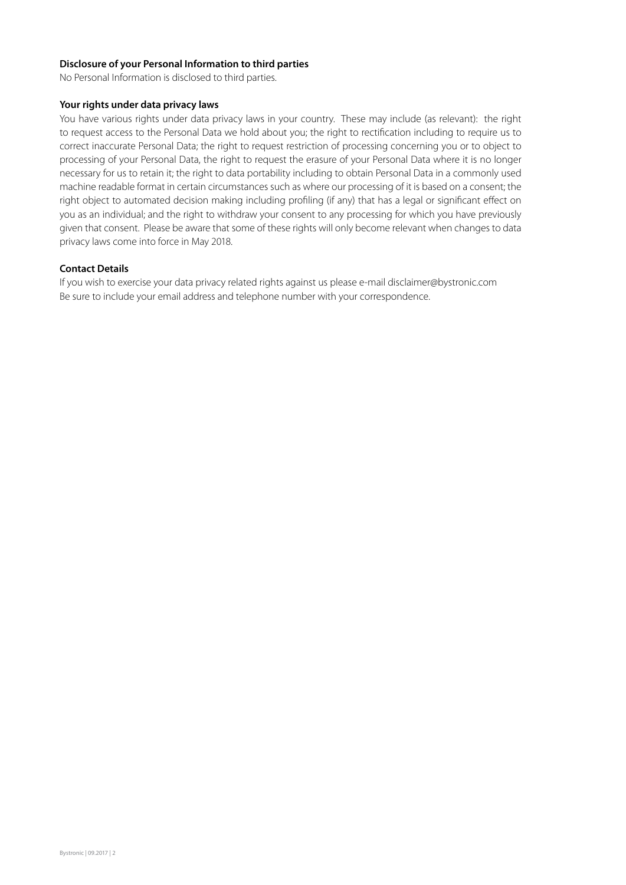**Disclosure of your Personal Information to third parties**

No Personal Information is disclosed to third parties.

**Your rights under data privacy laws**

You have various rights under data privacy laws in your country. These may include (as relevant): the right to request access to the Personal Data we hold about you; the right to rectification including to require us to correct inaccurate Personal Data; the right to request restriction of processing concerning you or to object to processing of your Personal Data, the right to request the erasure of your Personal Data where it is no longer necessary for us to retain it; the right to data portability including to obtain Personal Data in a commonly used machine readable format in certain circumstances such as where our processing of it is based on a consent; the right object to automated decision making including profiling (if any) that has a legal or significant effect on you as an individual; and the right to withdraw your consent to any processing for which you have previously given that consent. Please be aware that some of these rights will only become relevant when changes to data privacy laws come into force in May 2018.

**Contact Details**

If you wish to exercise your data privacy related rights against us please e-mail disclaimer@bystronic.com
Be sure to include your email address and telephone number with your correspondence.